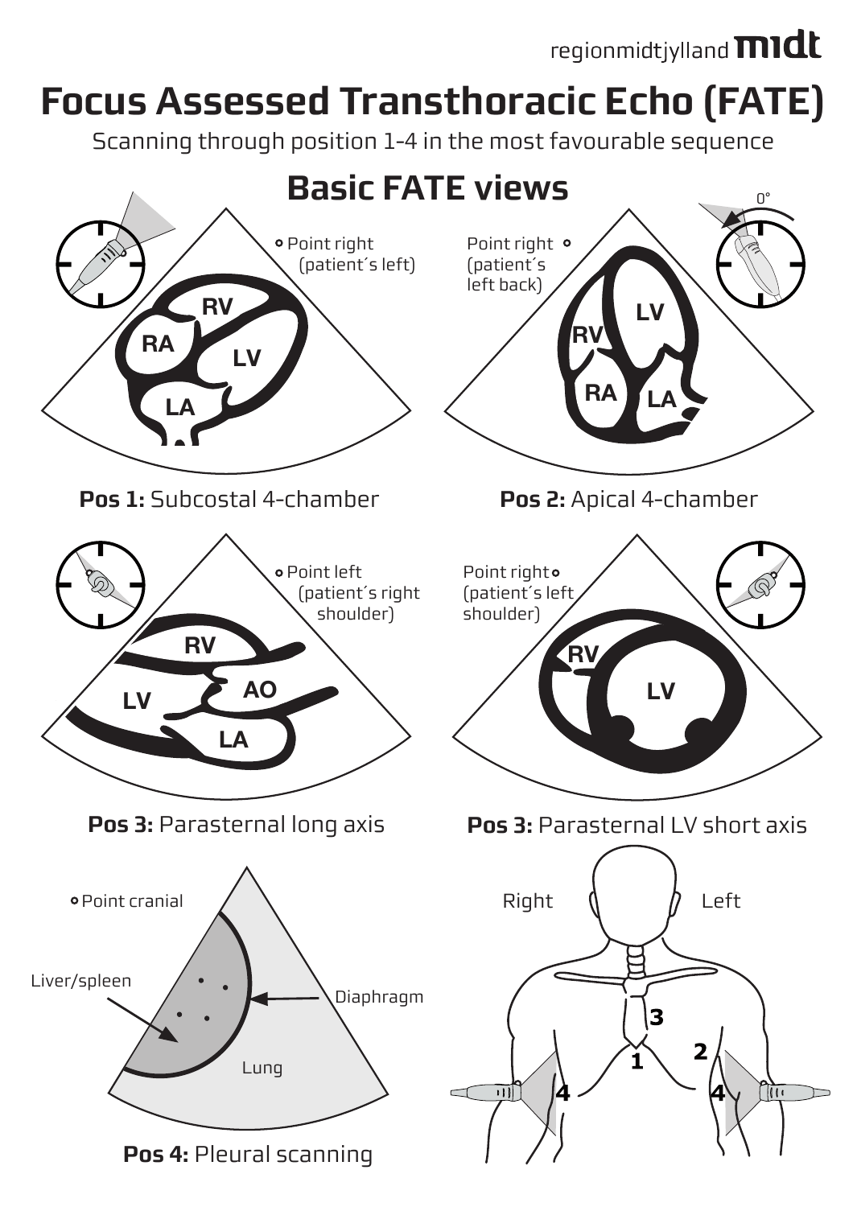regionmidtjylland midt

# Focus Assessed Transthoracic Echo (FATE)

Scanning through position 1-4 in the most favourable sequence

## Basic FATE views

Point right (patient´s left)

RV
RA
LV
LA

**Pos 1:** Subcostal 4-chamber

0°

Point right (patient´s left back)

LV
RV
RA
LA

**Pos 2:** Apical 4-chamber

Point left (patient´s right shoulder)

RV
AO
LV
LA

**Pos 3:** Parasternal long axis

Point right (patient´s left shoulder)

RV
LV

**Pos 3:** Parasternal LV short axis

Point cranial

Liver/spleen

Diaphragm

Lung

**Pos 4:** Pleural scanning

Right

Left

3

2

1

4

4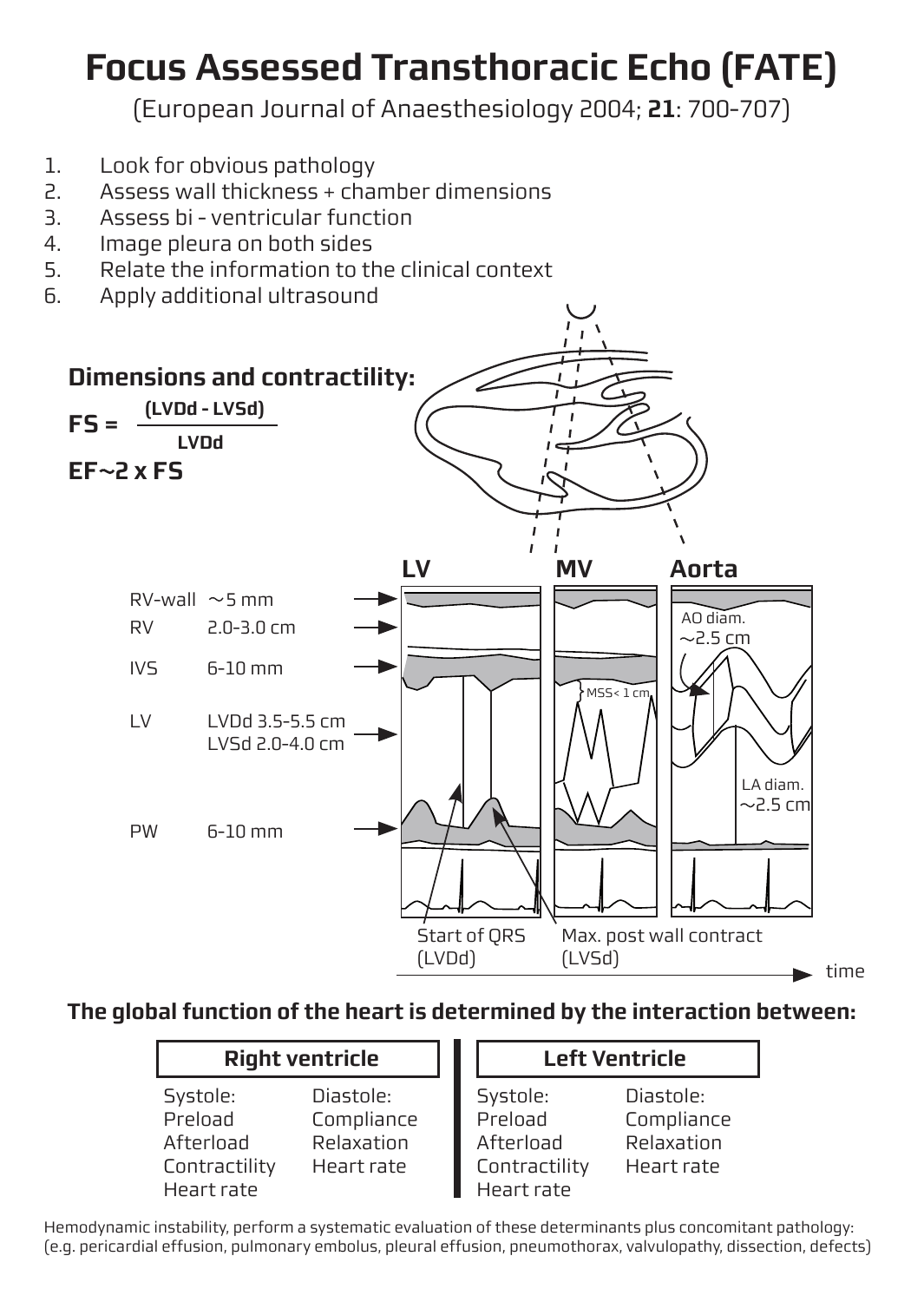# Focus Assessed Transthoracic Echo (FATE)

(European Journal of Anaesthesiology 2004; **21**: 700-707)

1. Look for obvious pathology
2. Assess wall thickness + chamber dimensions
3. Assess bi - ventricular function
4. Image pleura on both sides
5. Relate the information to the clinical context
6. Apply additional ultrasound

## Dimensions and contractility:

$$FS = \frac{(LVDd - LVSd)}{LVDd}$$

$$EF \sim 2 \times FS$$

LV | MV | Aorta

RV-wall ~5 mm

RV 2.0-3.0 cm

IVS 6-10 mm

LV LVDd 3.5-5.5 cm
LVSd 2.0-4.0 cm

PW 6-10 mm

MSS< 1 cm

AO diam. ~2.5 cm

LA diam. ~2.5 cm

Start of QRS (LVDd)

Max. post wall contract (LVSd)

time

**The global function of the heart is determined by the interaction between:**

| Right ventricle | | Left Ventricle | |
|---|---|---|---|
| Systole: | Diastole: | Systole: | Diastole: |
| Preload | Compliance | Preload | Compliance |
| Afterload | Relaxation | Afterload | Relaxation |
| Contractility | Heart rate | Contractility | Heart rate |
| Heart rate | | Heart rate | |

Hemodynamic instability, perform a systematic evaluation of these determinants plus concomitant pathology: (e.g. pericardial effusion, pulmonary embolus, pleural effusion, pneumothorax, valvulopathy, dissection, defects)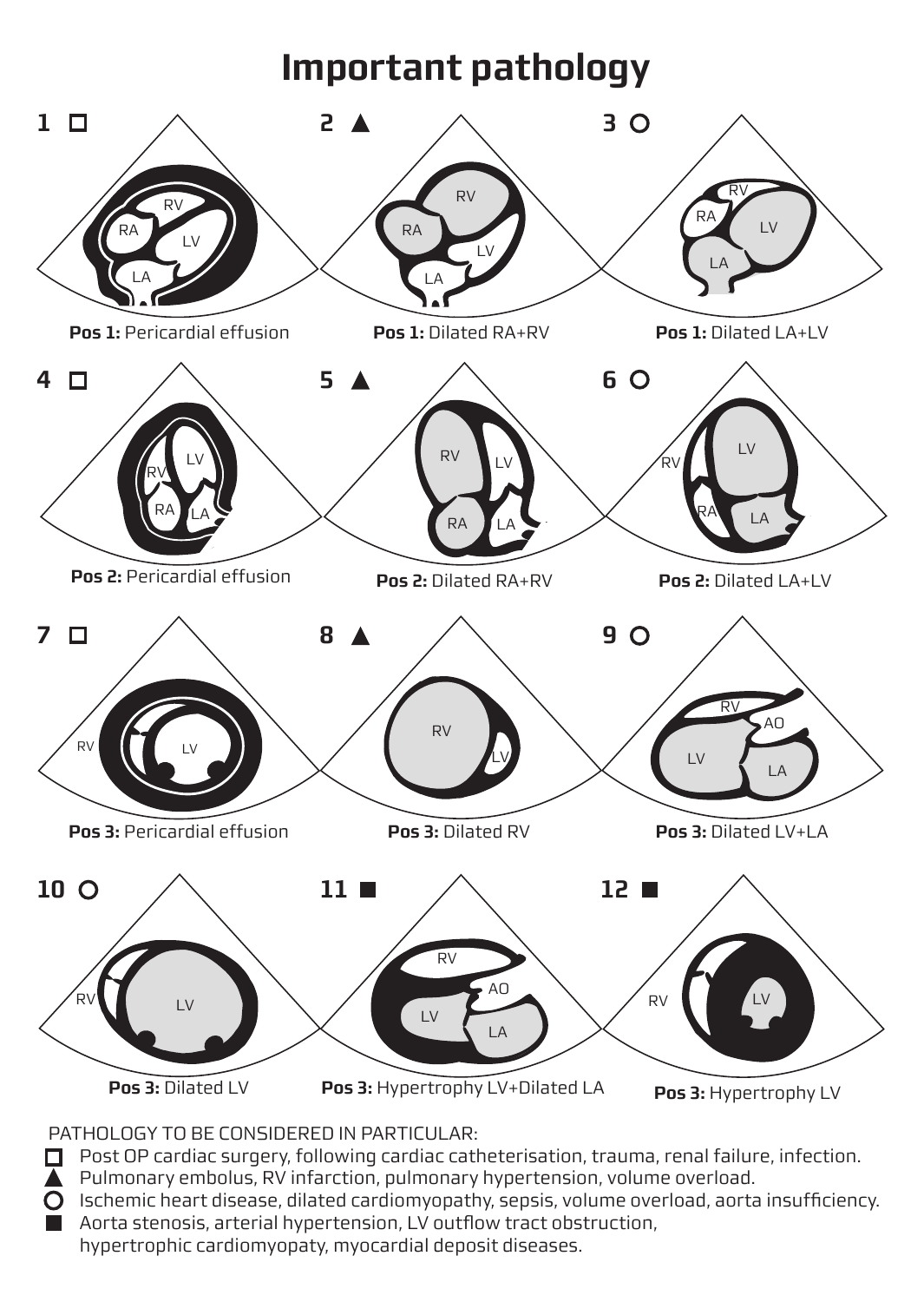# Important pathology

**1** □ — **Pos 1:** Pericardial effusion

**2** ▲ — **Pos 1:** Dilated RA+RV

**3** ○ — **Pos 1:** Dilated LA+LV

**4** □ — **Pos 2:** Pericardial effusion

**5** ▲ — **Pos 2:** Dilated RA+RV

**6** ○ — **Pos 2:** Dilated LA+LV

**7** □ — **Pos 3:** Pericardial effusion

**8** ▲ — **Pos 3:** Dilated RV

**9** ○ — **Pos 3:** Dilated LV+LA

**10** ○ — **Pos 3:** Dilated LV

**11** ■ — **Pos 3:** Hypertrophy LV+Dilated LA

**12** ■ — **Pos 3:** Hypertrophy LV

PATHOLOGY TO BE CONSIDERED IN PARTICULAR:

- □ Post OP cardiac surgery, following cardiac catheterisation, trauma, renal failure, infection.
- ▲ Pulmonary embolus, RV infarction, pulmonary hypertension, volume overload.
- ○ Ischemic heart disease, dilated cardiomyopathy, sepsis, volume overload, aorta insufficiency.
- ■ Aorta stenosis, arterial hypertension, LV outflow tract obstruction, hypertrophic cardiomyopaty, myocardial deposit diseases.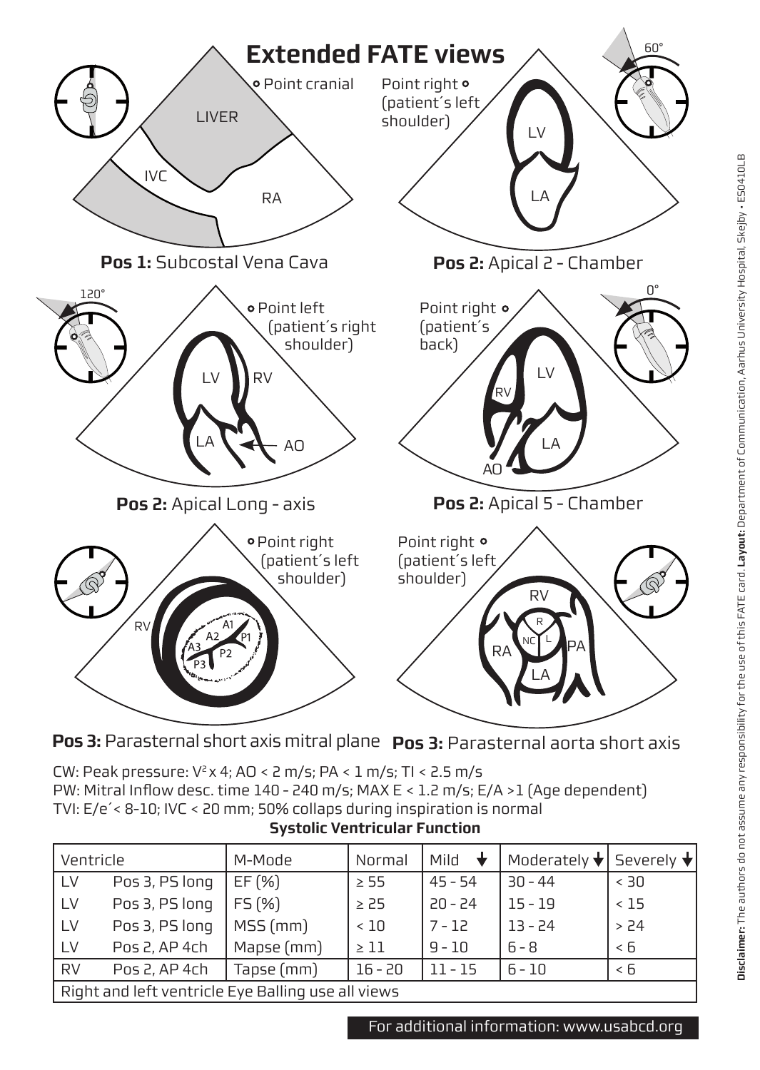# Extended FATE views

Point cranial

LIVER

IVC

RA

**Pos 1:** Subcostal Vena Cava

Point right (patient´s left shoulder)

LV

LA

60°

**Pos 2:** Apical 2 - Chamber

120°

Point left (patient´s right shoulder)

LV

RV

LA

AO

**Pos 2:** Apical Long - axis

0°

Point right (patient´s back)

LV

RV

LA

AO

**Pos 2:** Apical 5 - Chamber

Point right (patient´s left shoulder)

RV

A1

A2

P1

A3

P2

P3

**Pos 3:** Parasternal short axis mitral plane

Point right (patient´s left shoulder)

RV

R

NC

L

RA

PA

LA

**Pos 3:** Parasternal aorta short axis

CW: Peak pressure: $V^2 \times 4$; AO < 2 m/s; PA < 1 m/s; TI < 2.5 m/s

PW: Mitral Inflow desc. time 140 - 240 m/s; MAX E < 1.2 m/s; E/A >1 (Age dependent)

TVI: E/e´< 8-10; IVC < 20 mm; 50% collaps during inspiration is normal

**Systolic Ventricular Function**

| Ventricle | | M-Mode | Normal | Mild ↓ | Moderately ↓ | Severely ↓ |
|---|---|---|---|---|---|---|
| LV | Pos 3, PS long | EF (%) | ≥ 55 | 45 - 54 | 30 - 44 | < 30 |
| LV | Pos 3, PS long | FS (%) | ≥ 25 | 20 - 24 | 15 - 19 | < 15 |
| LV | Pos 3, PS long | MSS (mm) | < 10 | 7 - 12 | 13 - 24 | > 24 |
| LV | Pos 2, AP 4ch | Mapse (mm) | ≥ 11 | 9 - 10 | 6 - 8 | < 6 |
| RV | Pos 2, AP 4ch | Tapse (mm) | 16 - 20 | 11 - 15 | 6 - 10 | < 6 |
| Right and left ventricle Eye Balling use all views | | | | | | |

For additional information: www.usabcd.org

**Disclaimer:** The authors do not assume any responsibility for the use of this FATE card. **Layout:** Department of Communication, Aarhus University Hospital, Skejby • ES0410LB